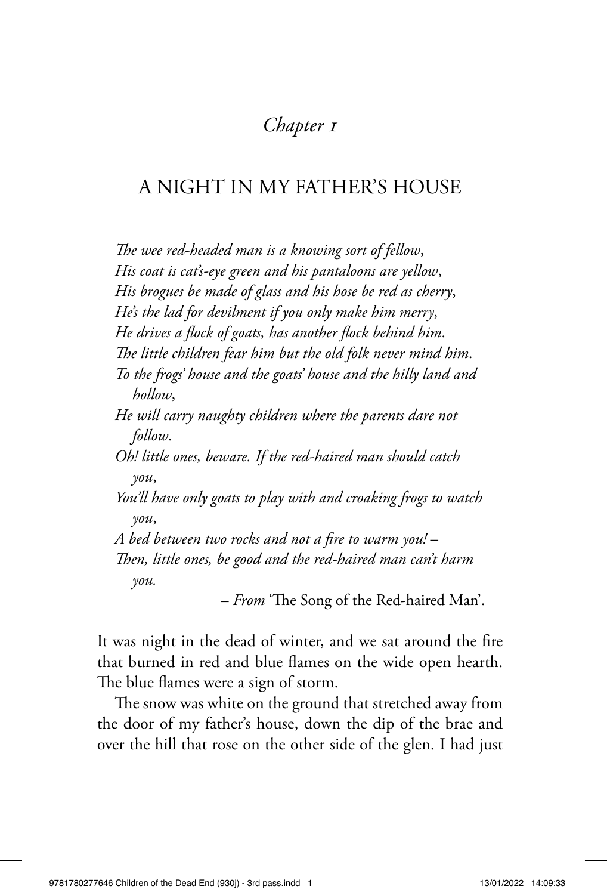*Chapter 1*

# A NIGHT IN MY FATHER'S HOUSE

*The wee red-headed man is a knowing sort of fellow,*
*His coat is cat's-eye green and his pantaloons are yellow,*
*His brogues be made of glass and his hose be red as cherry,*
*He's the lad for devilment if you only make him merry,*
*He drives a flock of goats, has another flock behind him.*
*The little children fear him but the old folk never mind him.*
*To the frogs' house and the goats' house and the hilly land and hollow,*
*He will carry naughty children where the parents dare not follow.*
*Oh! little ones, beware. If the red-haired man should catch you,*
*You'll have only goats to play with and croaking frogs to watch you,*
*A bed between two rocks and not a fire to warm you! –*
*Then, little ones, be good and the red-haired man can't harm you.*

– *From* 'The Song of the Red-haired Man'.

It was night in the dead of winter, and we sat around the fire that burned in red and blue flames on the wide open hearth. The blue flames were a sign of storm.

The snow was white on the ground that stretched away from the door of my father's house, down the dip of the brae and over the hill that rose on the other side of the glen. I had just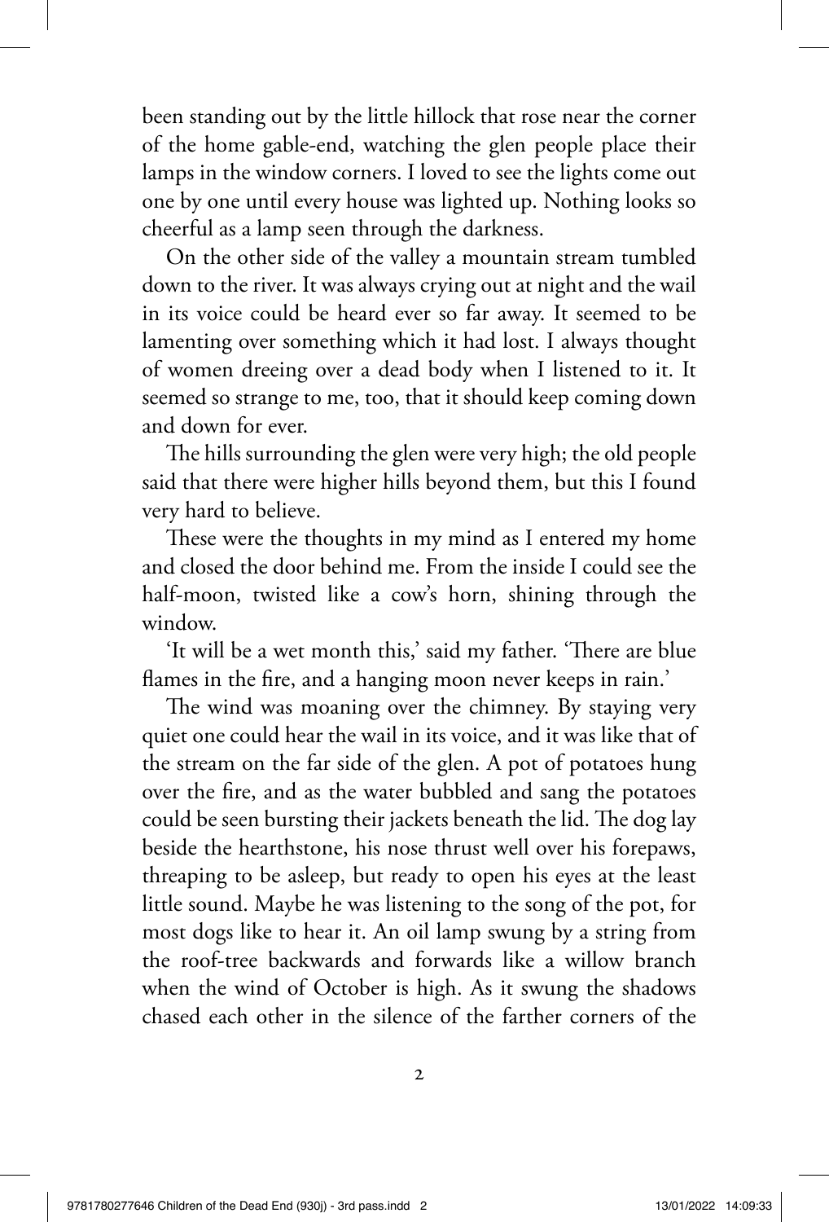been standing out by the little hillock that rose near the corner of the home gable-end, watching the glen people place their lamps in the window corners. I loved to see the lights come out one by one until every house was lighted up. Nothing looks so cheerful as a lamp seen through the darkness.

On the other side of the valley a mountain stream tumbled down to the river. It was always crying out at night and the wail in its voice could be heard ever so far away. It seemed to be lamenting over something which it had lost. I always thought of women dreeing over a dead body when I listened to it. It seemed so strange to me, too, that it should keep coming down and down for ever.

The hills surrounding the glen were very high; the old people said that there were higher hills beyond them, but this I found very hard to believe.

These were the thoughts in my mind as I entered my home and closed the door behind me. From the inside I could see the half-moon, twisted like a cow's horn, shining through the window.

'It will be a wet month this,' said my father. 'There are blue flames in the fire, and a hanging moon never keeps in rain.'

The wind was moaning over the chimney. By staying very quiet one could hear the wail in its voice, and it was like that of the stream on the far side of the glen. A pot of potatoes hung over the fire, and as the water bubbled and sang the potatoes could be seen bursting their jackets beneath the lid. The dog lay beside the hearthstone, his nose thrust well over his forepaws, threaping to be asleep, but ready to open his eyes at the least little sound. Maybe he was listening to the song of the pot, for most dogs like to hear it. An oil lamp swung by a string from the roof-tree backwards and forwards like a willow branch when the wind of October is high. As it swung the shadows chased each other in the silence of the farther corners of the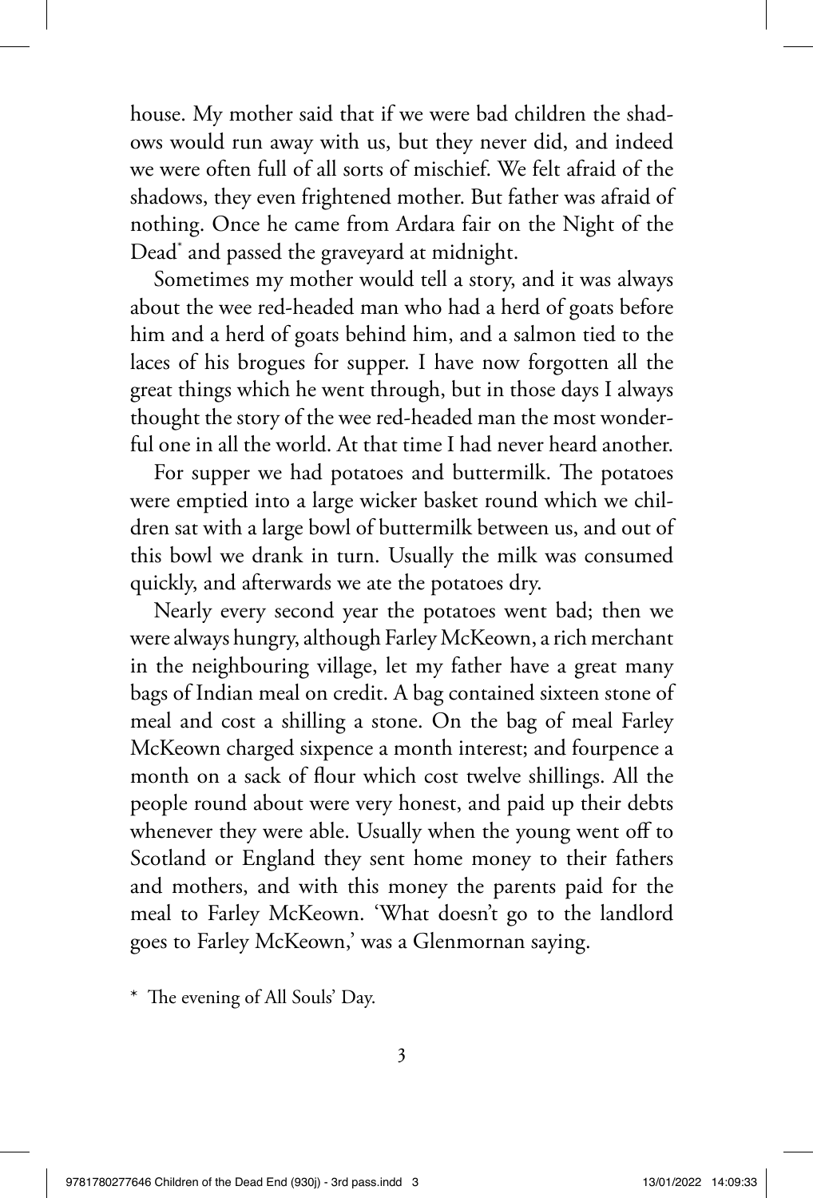house. My mother said that if we were bad children the shadows would run away with us, but they never did, and indeed we were often full of all sorts of mischief. We felt afraid of the shadows, they even frightened mother. But father was afraid of nothing. Once he came from Ardara fair on the Night of the Dead* and passed the graveyard at midnight.

Sometimes my mother would tell a story, and it was always about the wee red-headed man who had a herd of goats before him and a herd of goats behind him, and a salmon tied to the laces of his brogues for supper. I have now forgotten all the great things which he went through, but in those days I always thought the story of the wee red-headed man the most wonderful one in all the world. At that time I had never heard another.

For supper we had potatoes and buttermilk. The potatoes were emptied into a large wicker basket round which we children sat with a large bowl of buttermilk between us, and out of this bowl we drank in turn. Usually the milk was consumed quickly, and afterwards we ate the potatoes dry.

Nearly every second year the potatoes went bad; then we were always hungry, although Farley McKeown, a rich merchant in the neighbouring village, let my father have a great many bags of Indian meal on credit. A bag contained sixteen stone of meal and cost a shilling a stone. On the bag of meal Farley McKeown charged sixpence a month interest; and fourpence a month on a sack of flour which cost twelve shillings. All the people round about were very honest, and paid up their debts whenever they were able. Usually when the young went off to Scotland or England they sent home money to their fathers and mothers, and with this money the parents paid for the meal to Farley McKeown. 'What doesn't go to the landlord goes to Farley McKeown,' was a Glenmornan saying.

* The evening of All Souls' Day.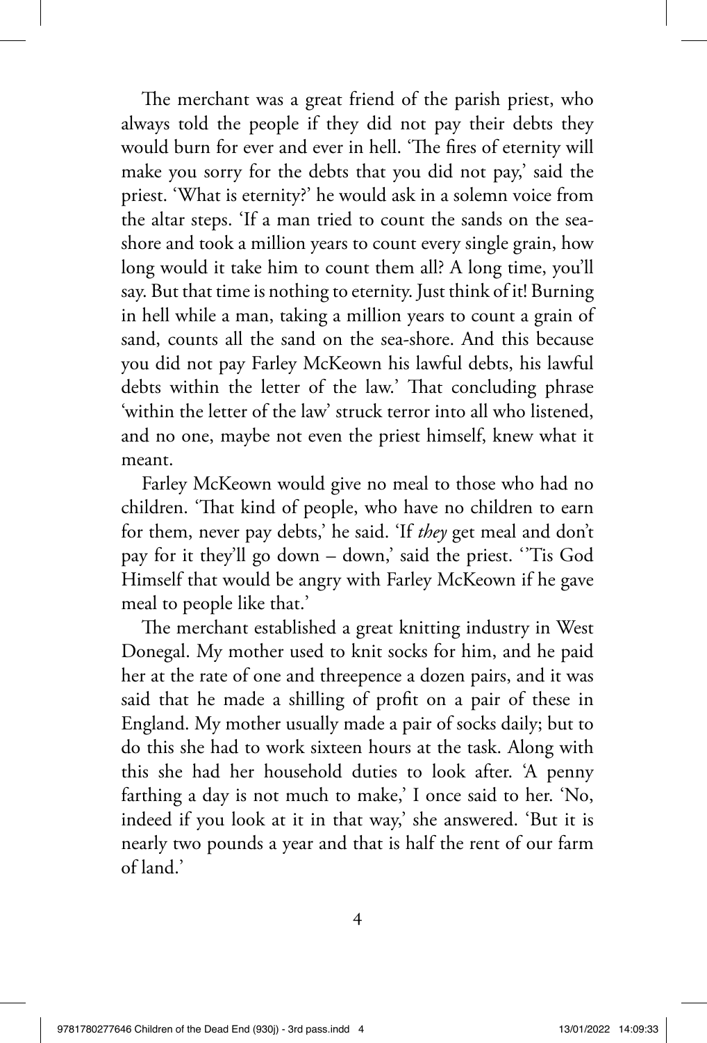The merchant was a great friend of the parish priest, who always told the people if they did not pay their debts they would burn for ever and ever in hell. 'The fires of eternity will make you sorry for the debts that you did not pay,' said the priest. 'What is eternity?' he would ask in a solemn voice from the altar steps. 'If a man tried to count the sands on the sea-shore and took a million years to count every single grain, how long would it take him to count them all? A long time, you'll say. But that time is nothing to eternity. Just think of it! Burning in hell while a man, taking a million years to count a grain of sand, counts all the sand on the sea-shore. And this because you did not pay Farley McKeown his lawful debts, his lawful debts within the letter of the law.' That concluding phrase 'within the letter of the law' struck terror into all who listened, and no one, maybe not even the priest himself, knew what it meant.

Farley McKeown would give no meal to those who had no children. 'That kind of people, who have no children to earn for them, never pay debts,' he said. 'If *they* get meal and don't pay for it they'll go down – down,' said the priest. ''Tis God Himself that would be angry with Farley McKeown if he gave meal to people like that.'

The merchant established a great knitting industry in West Donegal. My mother used to knit socks for him, and he paid her at the rate of one and threepence a dozen pairs, and it was said that he made a shilling of profit on a pair of these in England. My mother usually made a pair of socks daily; but to do this she had to work sixteen hours at the task. Along with this she had her household duties to look after. 'A penny farthing a day is not much to make,' I once said to her. 'No, indeed if you look at it in that way,' she answered. 'But it is nearly two pounds a year and that is half the rent of our farm of land.'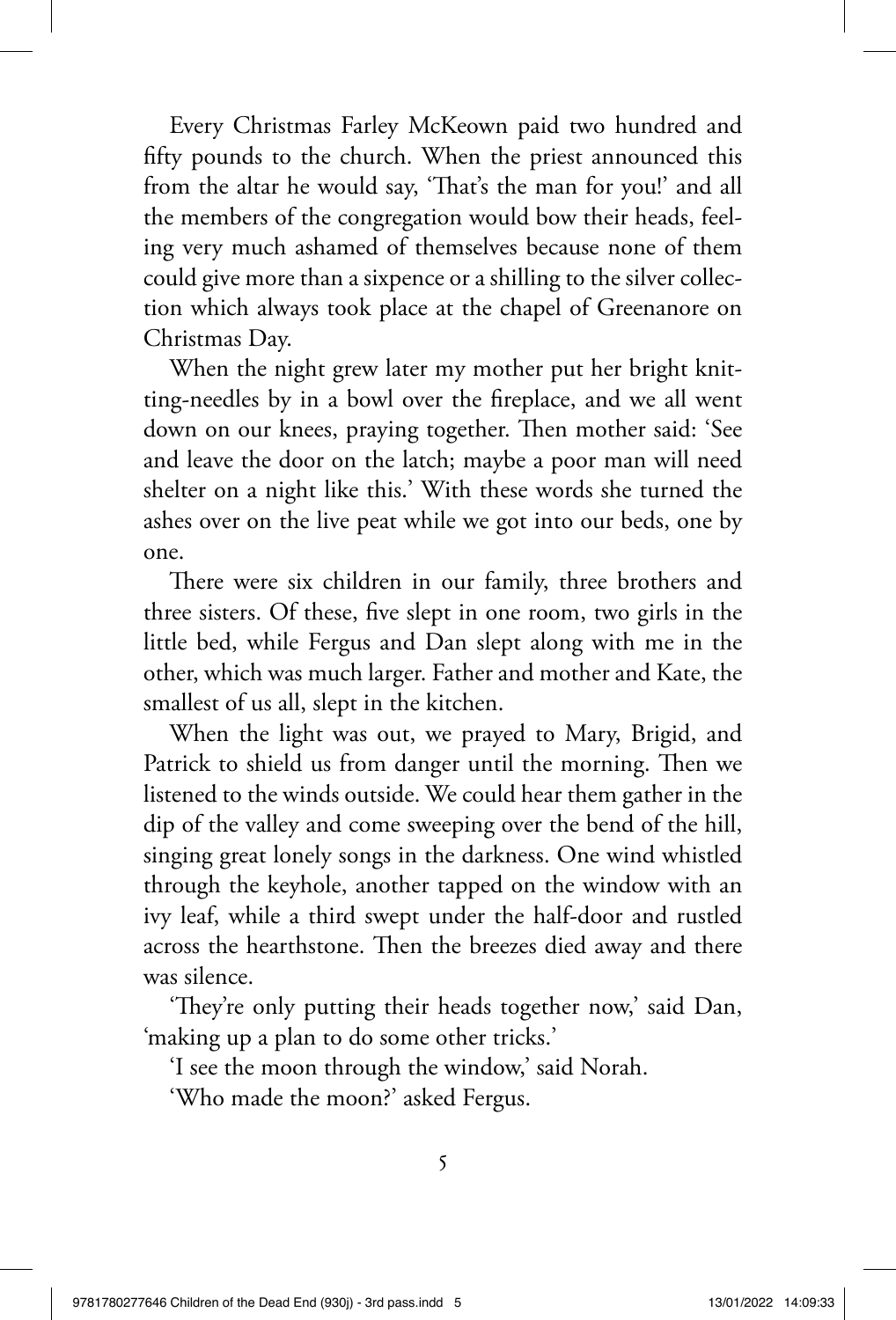Every Christmas Farley McKeown paid two hundred and fifty pounds to the church. When the priest announced this from the altar he would say, 'That's the man for you!' and all the members of the congregation would bow their heads, feeling very much ashamed of themselves because none of them could give more than a sixpence or a shilling to the silver collection which always took place at the chapel of Greenanore on Christmas Day.

When the night grew later my mother put her bright knitting-needles by in a bowl over the fireplace, and we all went down on our knees, praying together. Then mother said: 'See and leave the door on the latch; maybe a poor man will need shelter on a night like this.' With these words she turned the ashes over on the live peat while we got into our beds, one by one.

There were six children in our family, three brothers and three sisters. Of these, five slept in one room, two girls in the little bed, while Fergus and Dan slept along with me in the other, which was much larger. Father and mother and Kate, the smallest of us all, slept in the kitchen.

When the light was out, we prayed to Mary, Brigid, and Patrick to shield us from danger until the morning. Then we listened to the winds outside. We could hear them gather in the dip of the valley and come sweeping over the bend of the hill, singing great lonely songs in the darkness. One wind whistled through the keyhole, another tapped on the window with an ivy leaf, while a third swept under the half-door and rustled across the hearthstone. Then the breezes died away and there was silence.

'They're only putting their heads together now,' said Dan, 'making up a plan to do some other tricks.'

'I see the moon through the window,' said Norah.

'Who made the moon?' asked Fergus.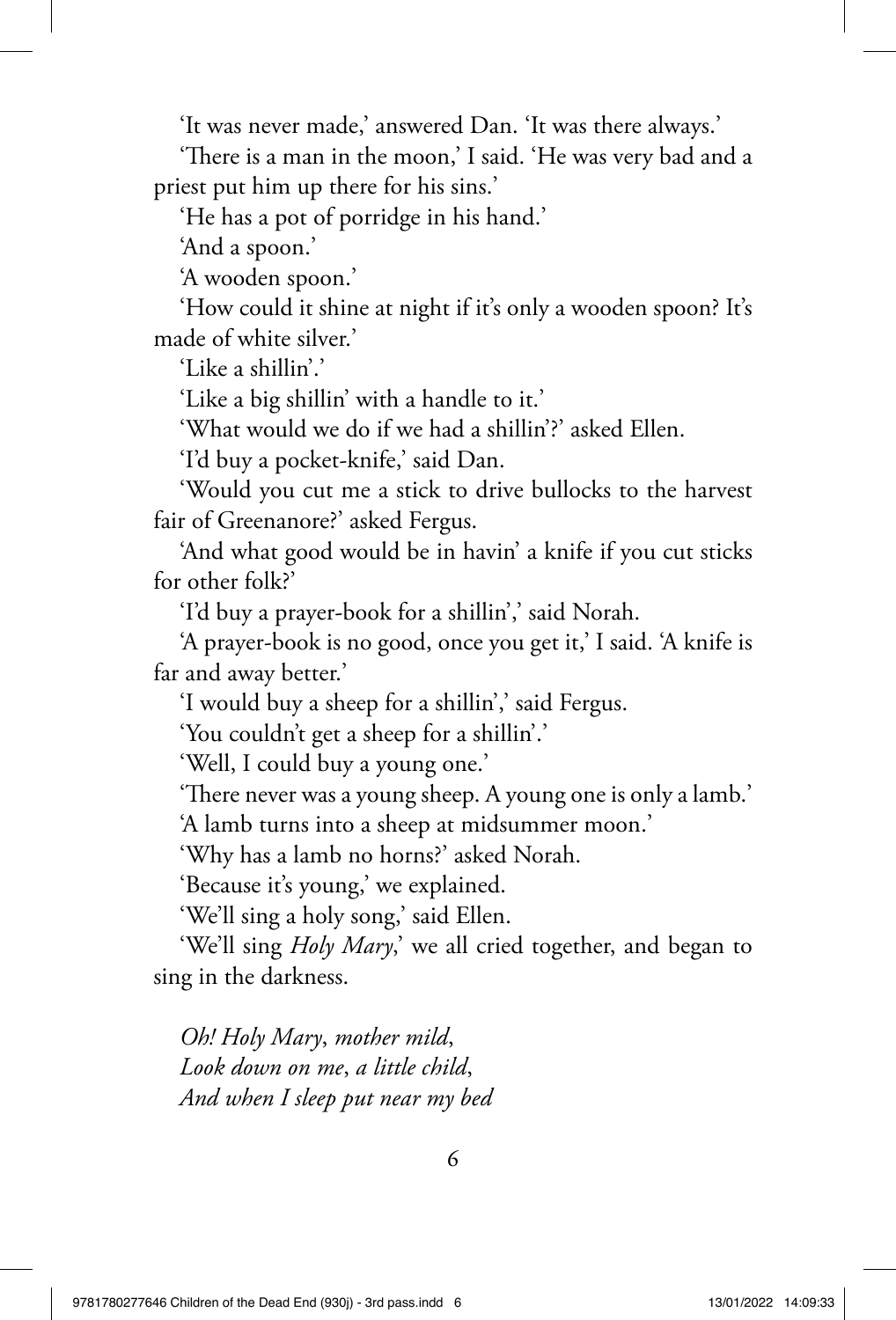'It was never made,' answered Dan. 'It was there always.'

'There is a man in the moon,' I said. 'He was very bad and a priest put him up there for his sins.'

'He has a pot of porridge in his hand.'

'And a spoon.'

'A wooden spoon.'

'How could it shine at night if it's only a wooden spoon? It's made of white silver.'

'Like a shillin'.'

'Like a big shillin' with a handle to it.'

'What would we do if we had a shillin'?' asked Ellen.

'I'd buy a pocket-knife,' said Dan.

'Would you cut me a stick to drive bullocks to the harvest fair of Greenanore?' asked Fergus.

'And what good would be in havin' a knife if you cut sticks for other folk?'

'I'd buy a prayer-book for a shillin',' said Norah.

'A prayer-book is no good, once you get it,' I said. 'A knife is far and away better.'

'I would buy a sheep for a shillin',' said Fergus.

'You couldn't get a sheep for a shillin'.'

'Well, I could buy a young one.'

'There never was a young sheep. A young one is only a lamb.'

'A lamb turns into a sheep at midsummer moon.'

'Why has a lamb no horns?' asked Norah.

'Because it's young,' we explained.

'We'll sing a holy song,' said Ellen.

'We'll sing *Holy Mary*,' we all cried together, and began to sing in the darkness.

*Oh! Holy Mary, mother mild,*
*Look down on me, a little child,*
*And when I sleep put near my bed*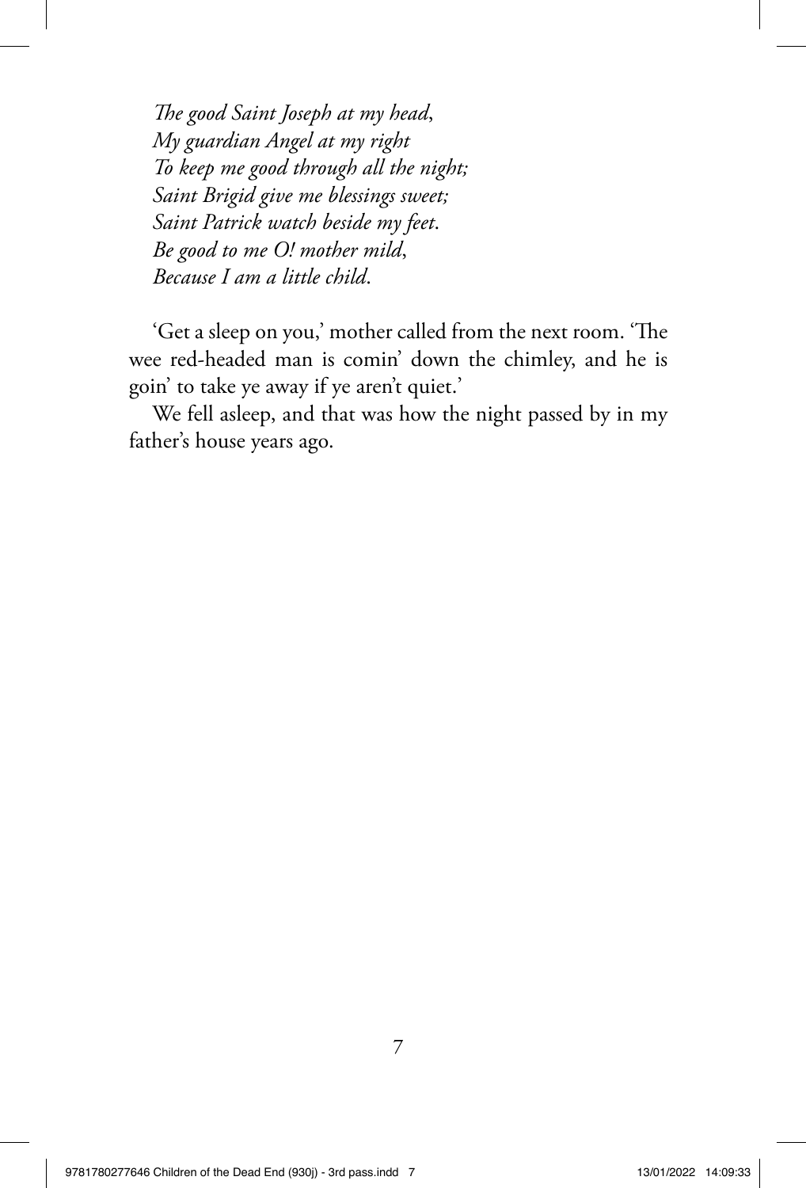*The good Saint Joseph at my head,*  
*My guardian Angel at my right*  
*To keep me good through all the night;*  
*Saint Brigid give me blessings sweet;*  
*Saint Patrick watch beside my feet.*  
*Be good to me O! mother mild,*  
*Because I am a little child.*

'Get a sleep on you,' mother called from the next room. 'The wee red-headed man is comin' down the chimley, and he is goin' to take ye away if ye aren't quiet.'

We fell asleep, and that was how the night passed by in my father's house years ago.